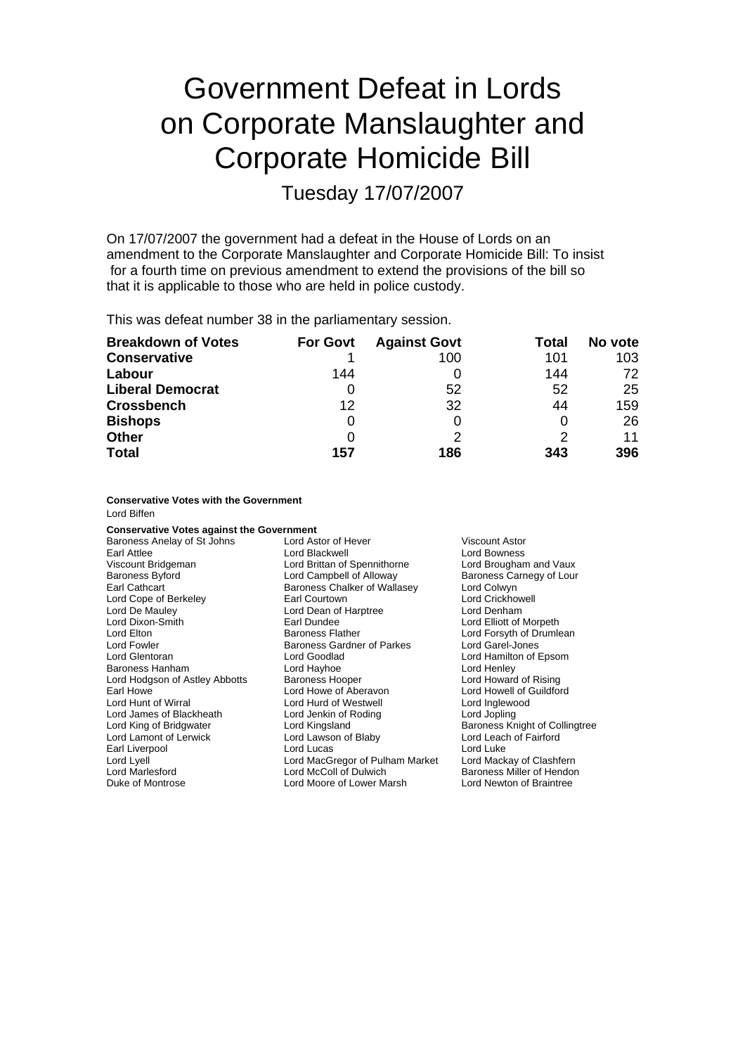# Government Defeat in Lords on Corporate Manslaughter and Corporate Homicide Bill

## Tuesday 17/07/2007

On 17/07/2007 the government had a defeat in the House of Lords on an amendment to the Corporate Manslaughter and Corporate Homicide Bill: To insist for a fourth time on previous amendment to extend the provisions of the bill so that it is applicable to those who are held in police custody.

This was defeat number 38 in the parliamentary session.

| Breakdown of Votes | For Govt | Against Govt | Total | No vote |
|---|---|---|---|---|
| **Conservative** | 1 | 100 | 101 | 103 |
| **Labour** | 144 | 0 | 144 | 72 |
| **Liberal Democrat** | 0 | 52 | 52 | 25 |
| **Crossbench** | 12 | 32 | 44 | 159 |
| **Bishops** | 0 | 0 | 0 | 26 |
| **Other** | 0 | 2 | 2 | 11 |
| **Total** | **157** | **186** | **343** | **396** |

**Conservative Votes with the Government**

Lord Biffen

**Conservative Votes against the Government**

Baroness Anelay of St Johns
Lord Astor of Hever
Viscount Astor
Earl Attlee
Lord Blackwell
Lord Bowness
Viscount Bridgeman
Lord Brittan of Spennithorne
Lord Brougham and Vaux
Baroness Byford
Lord Campbell of Alloway
Baroness Carnegy of Lour
Earl Cathcart
Baroness Chalker of Wallasey
Lord Colwyn
Lord Cope of Berkeley
Earl Courtown
Lord Crickhowell
Lord De Mauley
Lord Dean of Harptree
Lord Denham
Lord Dixon-Smith
Earl Dundee
Lord Elliott of Morpeth
Lord Elton
Baroness Flather
Lord Forsyth of Drumlean
Lord Fowler
Baroness Gardner of Parkes
Lord Garel-Jones
Lord Glentoran
Lord Goodlad
Lord Hamilton of Epsom
Baroness Hanham
Lord Hayhoe
Lord Henley
Lord Hodgson of Astley Abbotts
Baroness Hooper
Lord Howard of Rising
Earl Howe
Lord Howe of Aberavon
Lord Howell of Guildford
Lord Hunt of Wirral
Lord Hurd of Westwell
Lord Inglewood
Lord James of Blackheath
Lord Jenkin of Roding
Lord Jopling
Lord King of Bridgwater
Lord Kingsland
Baroness Knight of Collingtree
Lord Lamont of Lerwick
Lord Lawson of Blaby
Lord Leach of Fairford
Earl Liverpool
Lord Lucas
Lord Luke
Lord Lyell
Lord MacGregor of Pulham Market
Lord Mackay of Clashfern
Lord Marlesford
Lord McColl of Dulwich
Baroness Miller of Hendon
Duke of Montrose
Lord Moore of Lower Marsh
Lord Newton of Braintree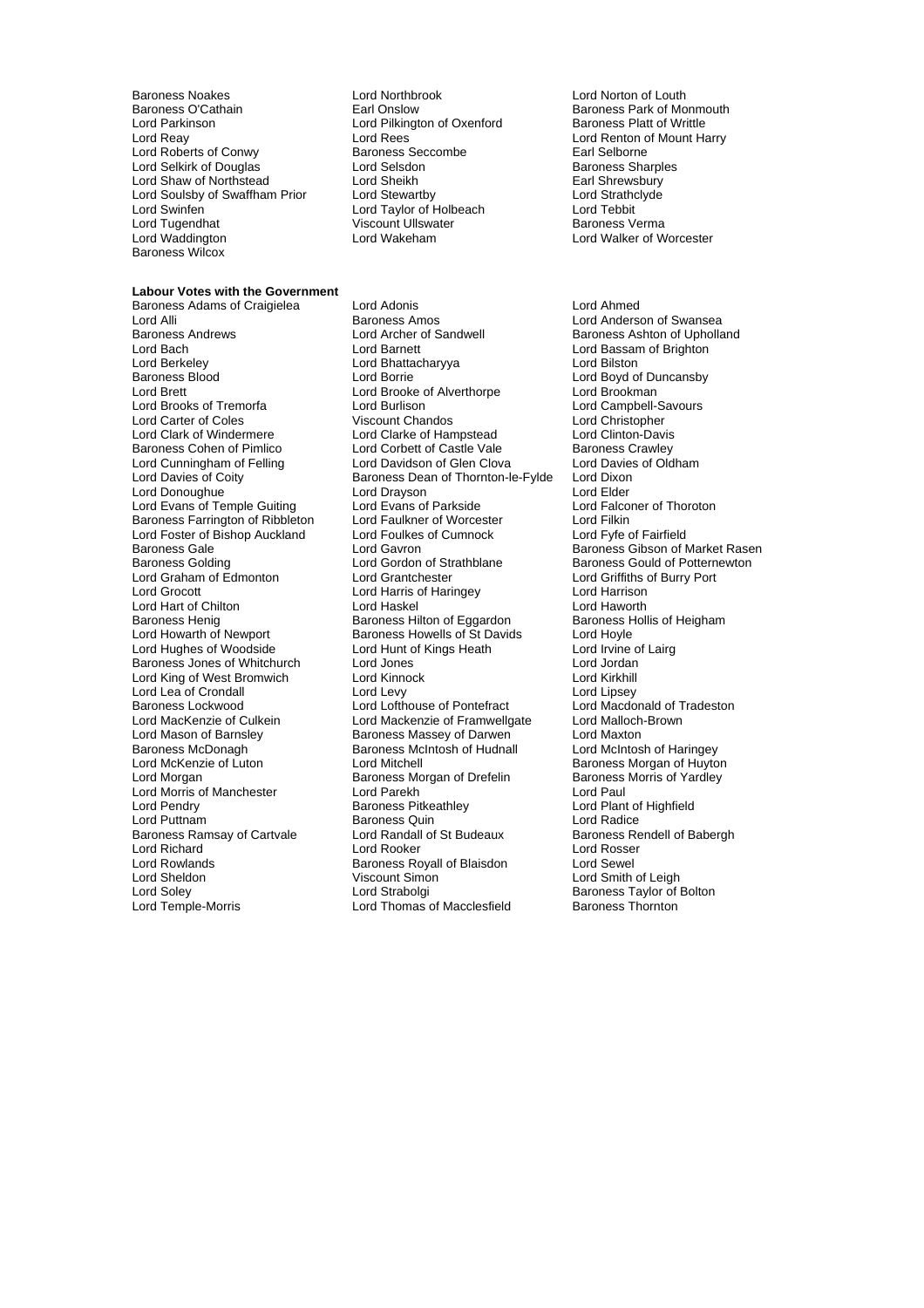Baroness Noakes
Lord Northbrook
Lord Norton of Louth
Baroness O'Cathain
Earl Onslow
Baroness Park of Monmouth
Lord Parkinson
Lord Pilkington of Oxenford
Baroness Platt of Writtle
Lord Reay
Lord Rees
Lord Renton of Mount Harry
Lord Roberts of Conwy
Baroness Seccombe
Earl Selborne
Lord Selkirk of Douglas
Lord Selsdon
Baroness Sharples
Lord Shaw of Northstead
Lord Sheikh
Earl Shrewsbury
Lord Soulsby of Swaffham Prior
Lord Stewartby
Lord Strathclyde
Lord Swinfen
Lord Taylor of Holbeach
Lord Tebbit
Lord Tugendhat
Viscount Ullswater
Baroness Verma
Lord Waddington
Lord Wakeham
Lord Walker of Worcester
Baroness Wilcox

**Labour Votes with the Government**

Baroness Adams of Craigielea
Lord Adonis
Lord Ahmed
Lord Alli
Baroness Amos
Lord Anderson of Swansea
Baroness Andrews
Lord Archer of Sandwell
Baroness Ashton of Upholland
Lord Bach
Lord Barnett
Lord Bassam of Brighton
Lord Berkeley
Lord Bhattacharyya
Lord Bilston
Baroness Blood
Lord Borrie
Lord Boyd of Duncansby
Lord Brett
Lord Brooke of Alverthorpe
Lord Brookman
Lord Brooks of Tremorfa
Lord Burlison
Lord Campbell-Savours
Lord Carter of Coles
Viscount Chandos
Lord Christopher
Lord Clark of Windermere
Lord Clarke of Hampstead
Lord Clinton-Davis
Baroness Cohen of Pimlico
Lord Corbett of Castle Vale
Baroness Crawley
Lord Cunningham of Felling
Lord Davidson of Glen Clova
Lord Davies of Oldham
Lord Davies of Coity
Baroness Dean of Thornton-le-Fylde
Lord Dixon
Lord Donoughue
Lord Drayson
Lord Elder
Lord Evans of Temple Guiting
Lord Evans of Parkside
Lord Falconer of Thoroton
Baroness Farrington of Ribbleton
Lord Faulkner of Worcester
Lord Filkin
Lord Foster of Bishop Auckland
Lord Foulkes of Cumnock
Lord Fyfe of Fairfield
Baroness Gale
Lord Gavron
Baroness Gibson of Market Rasen
Baroness Golding
Lord Gordon of Strathblane
Baroness Gould of Potternewton
Lord Graham of Edmonton
Lord Grantchester
Lord Griffiths of Burry Port
Lord Grocott
Lord Harris of Haringey
Lord Harrison
Lord Hart of Chilton
Lord Haskel
Lord Haworth
Baroness Henig
Baroness Hilton of Eggardon
Baroness Hollis of Heigham
Lord Howarth of Newport
Baroness Howells of St Davids
Lord Hoyle
Lord Hughes of Woodside
Lord Hunt of Kings Heath
Lord Irvine of Lairg
Baroness Jones of Whitchurch
Lord Jones
Lord Jordan
Lord King of West Bromwich
Lord Kinnock
Lord Kirkhill
Lord Lea of Crondall
Lord Levy
Lord Lipsey
Baroness Lockwood
Lord Lofthouse of Pontefract
Lord Macdonald of Tradeston
Lord MacKenzie of Culkein
Lord Mackenzie of Framwellgate
Lord Malloch-Brown
Lord Mason of Barnsley
Baroness Massey of Darwen
Lord Maxton
Baroness McDonagh
Baroness McIntosh of Hudnall
Lord McIntosh of Haringey
Lord McKenzie of Luton
Lord Mitchell
Baroness Morgan of Huyton
Lord Morgan
Baroness Morgan of Drefelin
Baroness Morris of Yardley
Lord Morris of Manchester
Lord Parekh
Lord Paul
Lord Pendry
Baroness Pitkeathley
Lord Plant of Highfield
Lord Puttnam
Baroness Quin
Lord Radice
Baroness Ramsay of Cartvale
Lord Randall of St Budeaux
Baroness Rendell of Babergh
Lord Richard
Lord Rooker
Lord Rosser
Lord Rowlands
Baroness Royall of Blaisdon
Lord Sewel
Lord Sheldon
Viscount Simon
Lord Smith of Leigh
Lord Soley
Lord Strabolgi
Baroness Taylor of Bolton
Lord Temple-Morris
Lord Thomas of Macclesfield
Baroness Thornton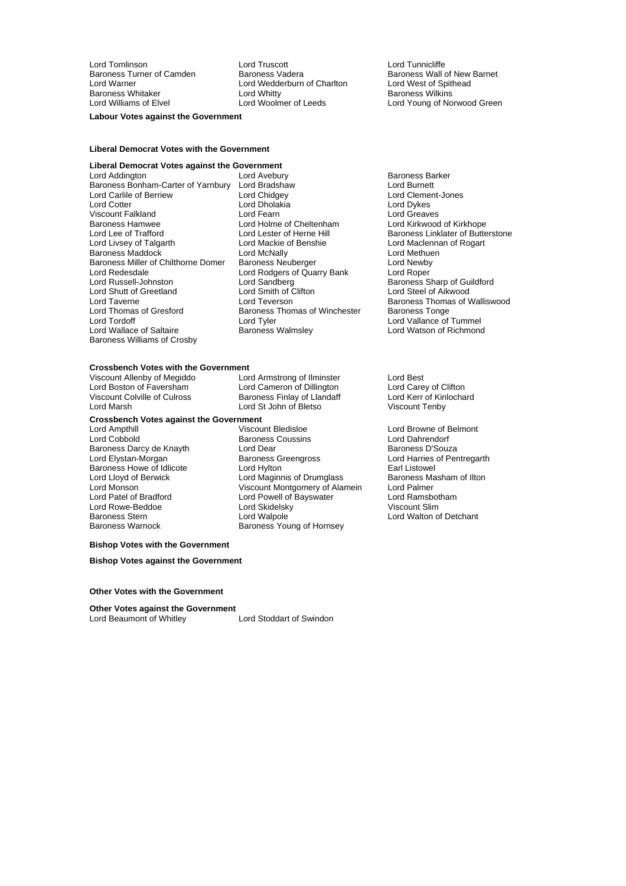Lord Tomlinson
Lord Truscott
Lord Tunnicliffe
Baroness Turner of Camden
Baroness Vadera
Baroness Wall of New Barnet
Lord Warner
Lord Wedderburn of Charlton
Lord West of Spithead
Baroness Whitaker
Lord Whitty
Baroness Wilkins
Lord Williams of Elvel
Lord Woolmer of Leeds
Lord Young of Norwood Green

**Labour Votes against the Government**

**Liberal Democrat Votes with the Government**

**Liberal Democrat Votes against the Government**

Lord Addington
Lord Avebury
Baroness Barker
Baroness Bonham-Carter of Yarnbury
Lord Bradshaw
Lord Burnett
Lord Carlile of Berriew
Lord Chidgey
Lord Clement-Jones
Lord Cotter
Lord Dholakia
Lord Dykes
Viscount Falkland
Lord Fearn
Lord Greaves
Baroness Hamwee
Lord Holme of Cheltenham
Lord Kirkwood of Kirkhope
Lord Lee of Trafford
Lord Lester of Herne Hill
Baroness Linklater of Butterstone
Lord Livsey of Talgarth
Lord Mackie of Benshie
Lord Maclennan of Rogart
Baroness Maddock
Lord McNally
Lord Methuen
Baroness Miller of Chilthorne Domer
Baroness Neuberger
Lord Newby
Lord Redesdale
Lord Rodgers of Quarry Bank
Lord Roper
Lord Russell-Johnston
Lord Sandberg
Baroness Sharp of Guildford
Lord Shutt of Greetland
Lord Smith of Clifton
Lord Steel of Aikwood
Lord Taverne
Lord Teverson
Baroness Thomas of Walliswood
Lord Thomas of Gresford
Baroness Thomas of Winchester
Baroness Tonge
Lord Tordoff
Lord Tyler
Lord Vallance of Tummel
Lord Wallace of Saltaire
Baroness Walmsley
Lord Watson of Richmond
Baroness Williams of Crosby

**Crossbench Votes with the Government**

Viscount Allenby of Megiddo
Lord Armstrong of Ilminster
Lord Best
Lord Boston of Faversham
Lord Cameron of Dillington
Lord Carey of Clifton
Viscount Colville of Culross
Baroness Finlay of Llandaff
Lord Kerr of Kinlochard
Lord Marsh
Lord St John of Bletso
Viscount Tenby

**Crossbench Votes against the Government**

Lord Ampthill
Viscount Bledisloe
Lord Browne of Belmont
Lord Cobbold
Baroness Coussins
Lord Dahrendorf
Baroness Darcy de Knayth
Lord Dear
Baroness D'Souza
Lord Elystan-Morgan
Baroness Greengross
Lord Harries of Pentregarth
Baroness Howe of Idlicote
Lord Hylton
Earl Listowel
Lord Lloyd of Berwick
Lord Maginnis of Drumglass
Baroness Masham of Ilton
Lord Monson
Viscount Montgomery of Alamein
Lord Palmer
Lord Patel of Bradford
Lord Powell of Bayswater
Lord Ramsbotham
Lord Rowe-Beddoe
Lord Skidelsky
Viscount Slim
Baroness Stern
Lord Walpole
Lord Walton of Detchant
Baroness Warnock
Baroness Young of Hornsey

**Bishop Votes with the Government**

**Bishop Votes against the Government**

**Other Votes with the Government**

**Other Votes against the Government**

Lord Beaumont of Whitley
Lord Stoddart of Swindon